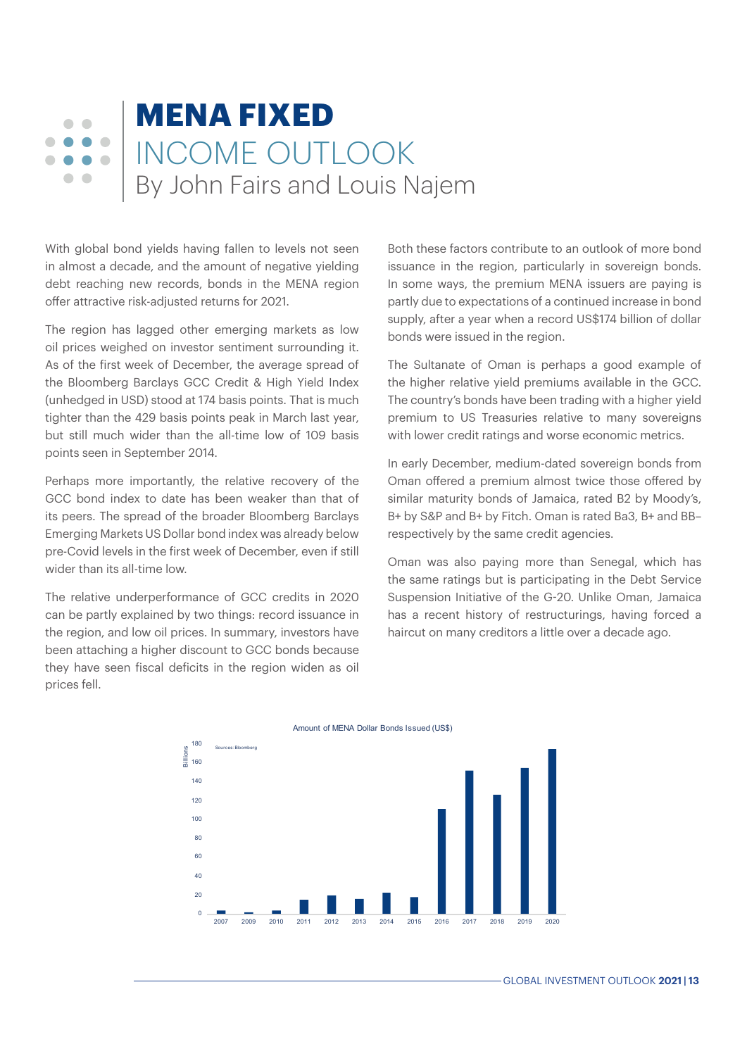# MENA FIXED INCOME OUTLOOK

## By John Fairs and Louis Najem

With global bond yields having fallen to levels not seen in almost a decade, and the amount of negative yielding debt reaching new records, bonds in the MENA region offer attractive risk-adjusted returns for 2021.

The region has lagged other emerging markets as low oil prices weighed on investor sentiment surrounding it. As of the first week of December, the average spread of the Bloomberg Barclays GCC Credit & High Yield Index (unhedged in USD) stood at 174 basis points. That is much tighter than the 429 basis points peak in March last year, but still much wider than the all-time low of 109 basis points seen in September 2014.

Perhaps more importantly, the relative recovery of the GCC bond index to date has been weaker than that of its peers. The spread of the broader Bloomberg Barclays Emerging Markets US Dollar bond index was already below pre-Covid levels in the first week of December, even if still wider than its all-time low.

The relative underperformance of GCC credits in 2020 can be partly explained by two things: record issuance in the region, and low oil prices. In summary, investors have been attaching a higher discount to GCC bonds because they have seen fiscal deficits in the region widen as oil prices fell.

Both these factors contribute to an outlook of more bond issuance in the region, particularly in sovereign bonds. In some ways, the premium MENA issuers are paying is partly due to expectations of a continued increase in bond supply, after a year when a record US$174 billion of dollar bonds were issued in the region.

The Sultanate of Oman is perhaps a good example of the higher relative yield premiums available in the GCC. The country's bonds have been trading with a higher yield premium to US Treasuries relative to many sovereigns with lower credit ratings and worse economic metrics.

In early December, medium-dated sovereign bonds from Oman offered a premium almost twice those offered by similar maturity bonds of Jamaica, rated B2 by Moody's, B+ by S&P and B+ by Fitch. Oman is rated Ba3, B+ and BB– respectively by the same credit agencies.

Oman was also paying more than Senegal, which has the same ratings but is participating in the Debt Service Suspension Initiative of the G-20. Unlike Oman, Jamaica has a recent history of restructurings, having forced a haircut on many creditors a little over a decade ago.

**Amount of MENA Dollar Bonds Issued (US$)**

Sources: Bloomberg

| Year | Billions (approx.) |
|---|---|
| 2007 | 3 |
| 2009 | 1 |
| 2010 | 3 |
| 2011 | 15 |
| 2012 | 19 |
| 2013 | 16 |
| 2014 | 22 |
| 2015 | 18 |
| 2016 | 111 |
| 2017 | 151 |
| 2018 | 126 |
| 2019 | 154 |
| 2020 | 174 |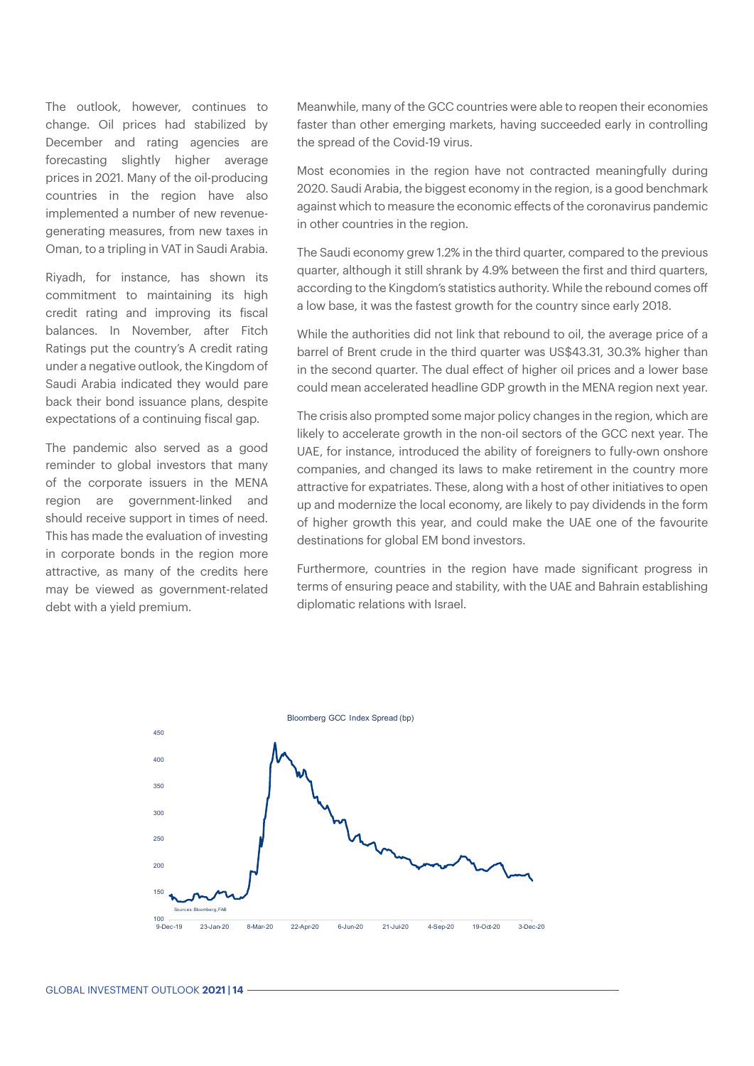The outlook, however, continues to change. Oil prices had stabilized by December and rating agencies are forecasting slightly higher average prices in 2021. Many of the oil-producing countries in the region have also implemented a number of new revenue-generating measures, from new taxes in Oman, to a tripling in VAT in Saudi Arabia.

Riyadh, for instance, has shown its commitment to maintaining its high credit rating and improving its fiscal balances. In November, after Fitch Ratings put the country's A credit rating under a negative outlook, the Kingdom of Saudi Arabia indicated they would pare back their bond issuance plans, despite expectations of a continuing fiscal gap.

The pandemic also served as a good reminder to global investors that many of the corporate issuers in the MENA region are government-linked and should receive support in times of need. This has made the evaluation of investing in corporate bonds in the region more attractive, as many of the credits here may be viewed as government-related debt with a yield premium.

Meanwhile, many of the GCC countries were able to reopen their economies faster than other emerging markets, having succeeded early in controlling the spread of the Covid-19 virus.

Most economies in the region have not contracted meaningfully during 2020. Saudi Arabia, the biggest economy in the region, is a good benchmark against which to measure the economic effects of the coronavirus pandemic in other countries in the region.

The Saudi economy grew 1.2% in the third quarter, compared to the previous quarter, although it still shrank by 4.9% between the first and third quarters, according to the Kingdom's statistics authority. While the rebound comes off a low base, it was the fastest growth for the country since early 2018.

While the authorities did not link that rebound to oil, the average price of a barrel of Brent crude in the third quarter was US$43.31, 30.3% higher than in the second quarter. The dual effect of higher oil prices and a lower base could mean accelerated headline GDP growth in the MENA region next year.

The crisis also prompted some major policy changes in the region, which are likely to accelerate growth in the non-oil sectors of the GCC next year. The UAE, for instance, introduced the ability of foreigners to fully-own onshore companies, and changed its laws to make retirement in the country more attractive for expatriates. These, along with a host of other initiatives to open up and modernize the local economy, are likely to pay dividends in the form of higher growth this year, and could make the UAE one of the favourite destinations for global EM bond investors.

Furthermore, countries in the region have made significant progress in terms of ensuring peace and stability, with the UAE and Bahrain establishing diplomatic relations with Israel.

Bloomberg GCC Index Spread (bp)

Sources: Bloomberg, FAB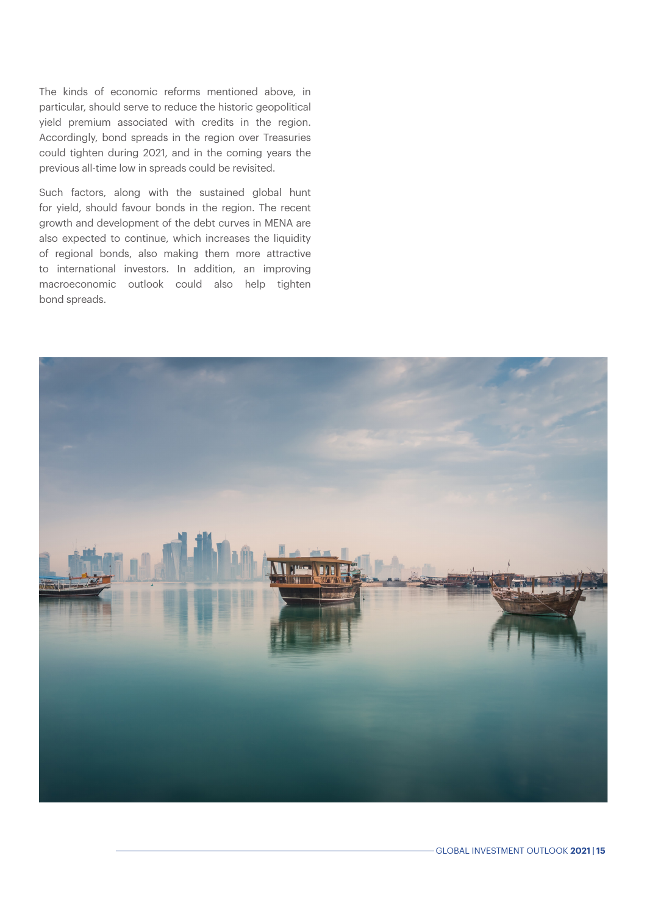The kinds of economic reforms mentioned above, in particular, should serve to reduce the historic geopolitical yield premium associated with credits in the region. Accordingly, bond spreads in the region over Treasuries could tighten during 2021, and in the coming years the previous all-time low in spreads could be revisited.

Such factors, along with the sustained global hunt for yield, should favour bonds in the region. The recent growth and development of the debt curves in MENA are also expected to continue, which increases the liquidity of regional bonds, also making them more attractive to international investors. In addition, an improving macroeconomic outlook could also help tighten bond spreads.